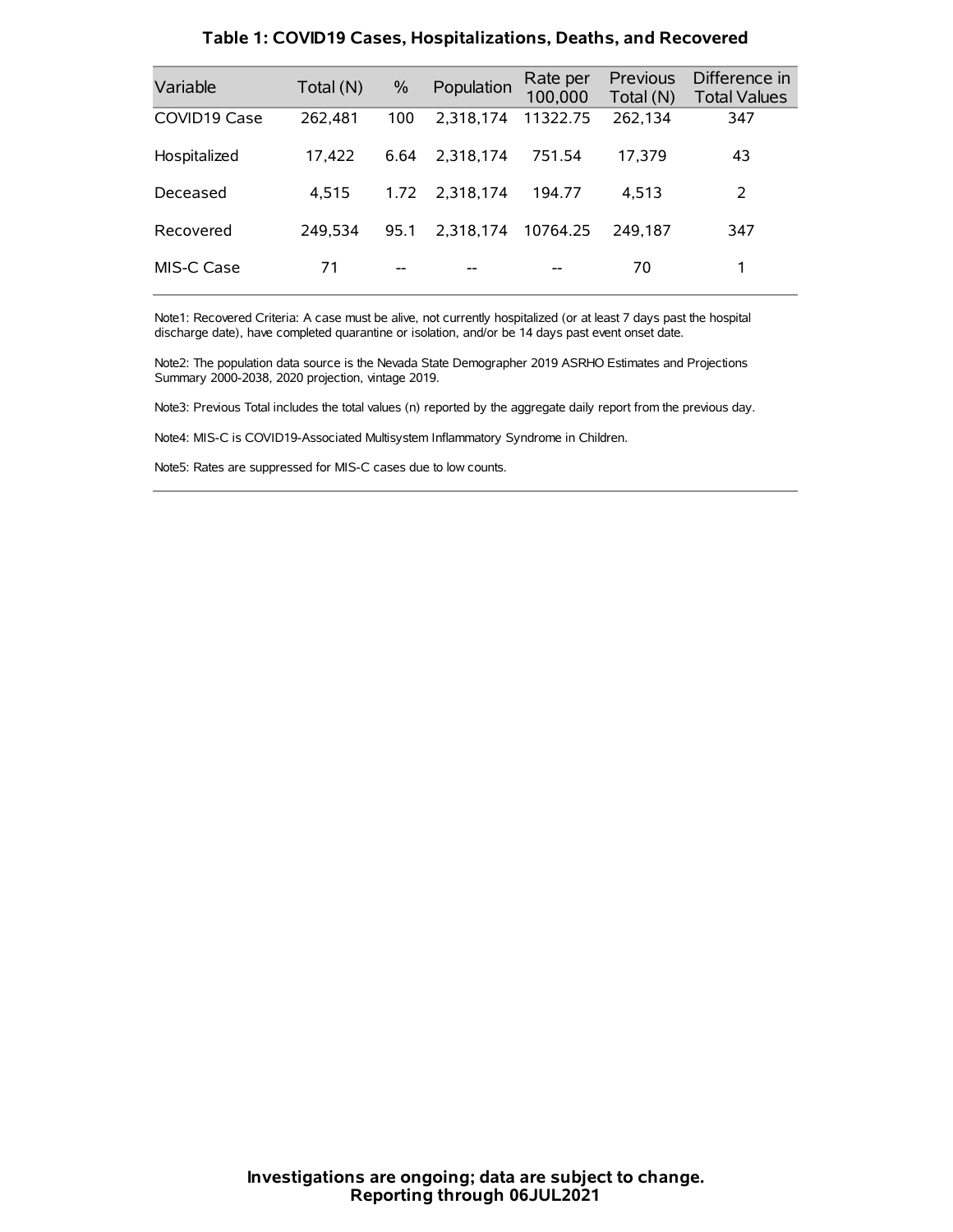## Table 1: COVID19 Cases, Hospitalizations, Deaths, and Recovered

| Variable | Total (N) | % | Population | Rate per 100,000 | Previous Total (N) | Difference in Total Values |
|---|---|---|---|---|---|---|
| COVID19 Case | 262,481 | 100 | 2,318,174 | 11322.75 | 262,134 | 347 |
| Hospitalized | 17,422 | 6.64 | 2,318,174 | 751.54 | 17,379 | 43 |
| Deceased | 4,515 | 1.72 | 2,318,174 | 194.77 | 4,513 | 2 |
| Recovered | 249,534 | 95.1 | 2,318,174 | 10764.25 | 249,187 | 347 |
| MIS-C Case | 71 | -- | -- | -- | 70 | 1 |

Note1: Recovered Criteria: A case must be alive, not currently hospitalized (or at least 7 days past the hospital discharge date), have completed quarantine or isolation, and/or be 14 days past event onset date.

Note2: The population data source is the Nevada State Demographer 2019 ASRHO Estimates and Projections Summary 2000-2038, 2020 projection, vintage 2019.

Note3: Previous Total includes the total values (n) reported by the aggregate daily report from the previous day.

Note4: MIS-C is COVID19-Associated Multisystem Inflammatory Syndrome in Children.

Note5: Rates are suppressed for MIS-C cases due to low counts.

**Investigations are ongoing; data are subject to change.**
**Reporting through 06JUL2021**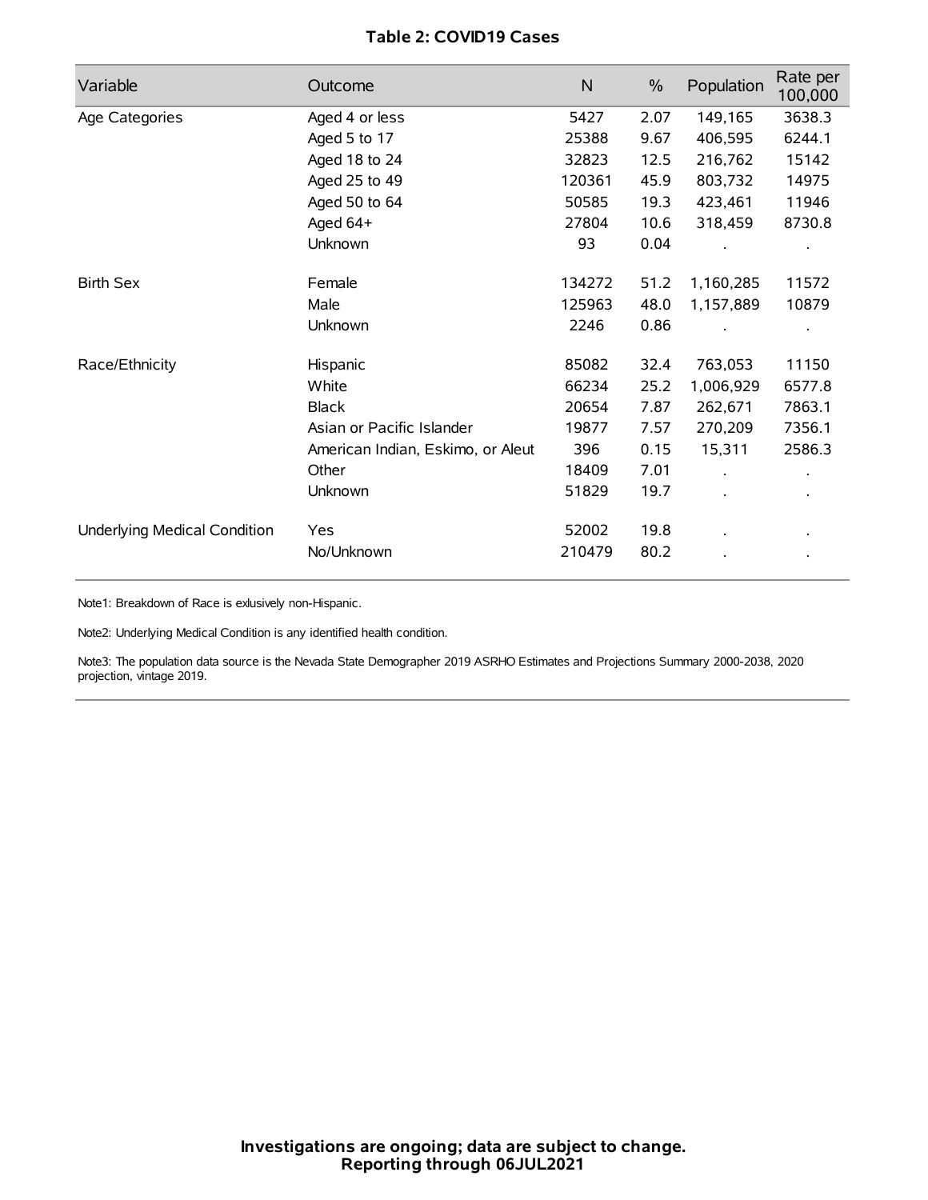**Table 2: COVID19 Cases**

| Variable | Outcome | N | % | Population | Rate per 100,000 |
|---|---|---|---|---|---|
| Age Categories | Aged 4 or less | 5427 | 2.07 | 149,165 | 3638.3 |
| | Aged 5 to 17 | 25388 | 9.67 | 406,595 | 6244.1 |
| | Aged 18 to 24 | 32823 | 12.5 | 216,762 | 15142 |
| | Aged 25 to 49 | 120361 | 45.9 | 803,732 | 14975 |
| | Aged 50 to 64 | 50585 | 19.3 | 423,461 | 11946 |
| | Aged 64+ | 27804 | 10.6 | 318,459 | 8730.8 |
| | Unknown | 93 | 0.04 | . | . |
| Birth Sex | Female | 134272 | 51.2 | 1,160,285 | 11572 |
| | Male | 125963 | 48.0 | 1,157,889 | 10879 |
| | Unknown | 2246 | 0.86 | . | . |
| Race/Ethnicity | Hispanic | 85082 | 32.4 | 763,053 | 11150 |
| | White | 66234 | 25.2 | 1,006,929 | 6577.8 |
| | Black | 20654 | 7.87 | 262,671 | 7863.1 |
| | Asian or Pacific Islander | 19877 | 7.57 | 270,209 | 7356.1 |
| | American Indian, Eskimo, or Aleut | 396 | 0.15 | 15,311 | 2586.3 |
| | Other | 18409 | 7.01 | . | . |
| | Unknown | 51829 | 19.7 | . | . |
| Underlying Medical Condition | Yes | 52002 | 19.8 | . | . |
| | No/Unknown | 210479 | 80.2 | . | . |

Note1: Breakdown of Race is exlusively non-Hispanic.

Note2: Underlying Medical Condition is any identified health condition.

Note3: The population data source is the Nevada State Demographer 2019 ASRHO Estimates and Projections Summary 2000-2038, 2020 projection, vintage 2019.

**Investigations are ongoing; data are subject to change.**
**Reporting through 06JUL2021**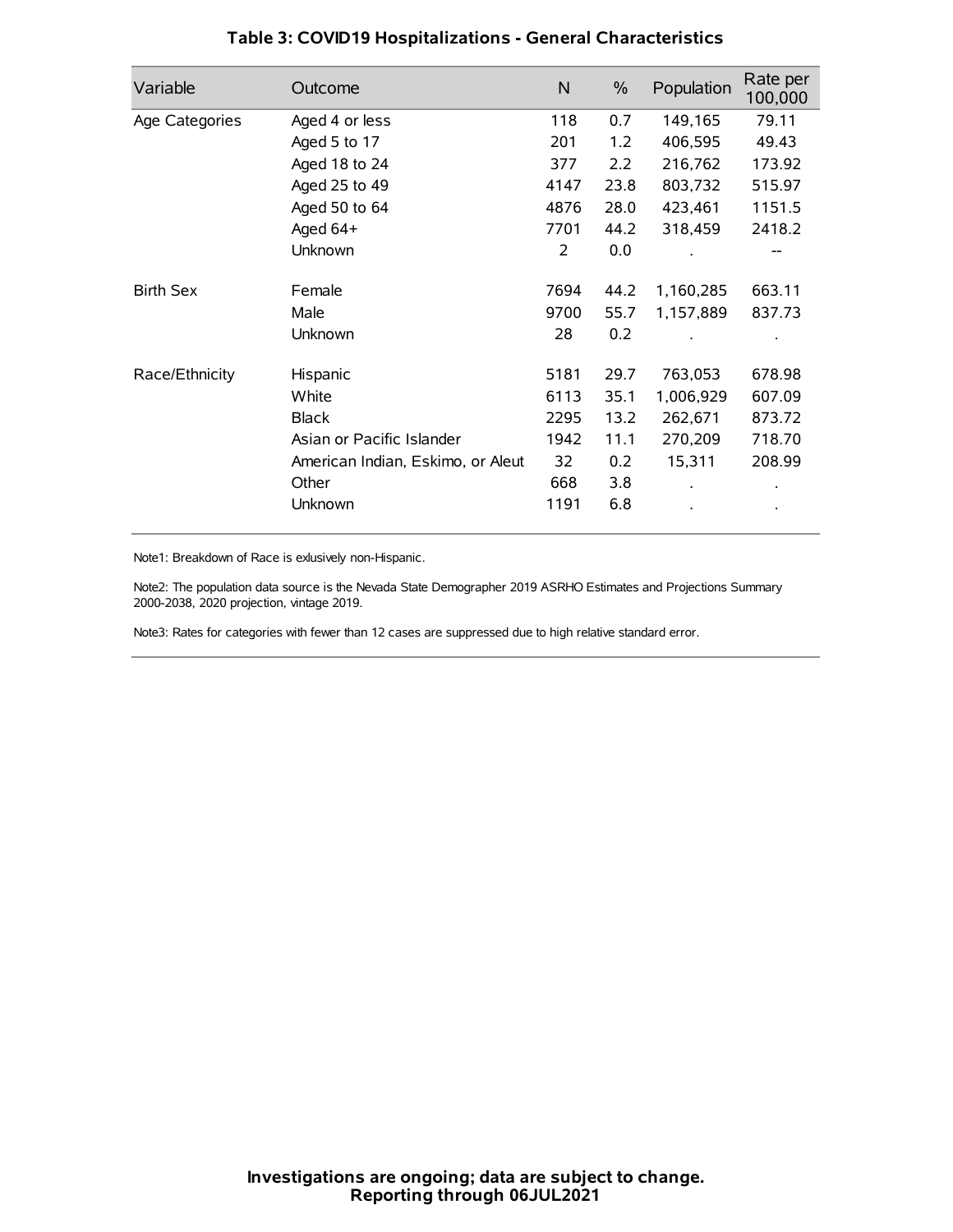# Table 3: COVID19 Hospitalizations - General Characteristics

| Variable | Outcome | N | % | Population | Rate per 100,000 |
|---|---|---|---|---|---|
| Age Categories | Aged 4 or less | 118 | 0.7 | 149,165 | 79.11 |
| | Aged 5 to 17 | 201 | 1.2 | 406,595 | 49.43 |
| | Aged 18 to 24 | 377 | 2.2 | 216,762 | 173.92 |
| | Aged 25 to 49 | 4147 | 23.8 | 803,732 | 515.97 |
| | Aged 50 to 64 | 4876 | 28.0 | 423,461 | 1151.5 |
| | Aged 64+ | 7701 | 44.2 | 318,459 | 2418.2 |
| | Unknown | 2 | 0.0 | . | -- |
| Birth Sex | Female | 7694 | 44.2 | 1,160,285 | 663.11 |
| | Male | 9700 | 55.7 | 1,157,889 | 837.73 |
| | Unknown | 28 | 0.2 | . | . |
| Race/Ethnicity | Hispanic | 5181 | 29.7 | 763,053 | 678.98 |
| | White | 6113 | 35.1 | 1,006,929 | 607.09 |
| | Black | 2295 | 13.2 | 262,671 | 873.72 |
| | Asian or Pacific Islander | 1942 | 11.1 | 270,209 | 718.70 |
| | American Indian, Eskimo, or Aleut | 32 | 0.2 | 15,311 | 208.99 |
| | Other | 668 | 3.8 | . | . |
| | Unknown | 1191 | 6.8 | . | . |

Note1: Breakdown of Race is exlusively non-Hispanic.

Note2: The population data source is the Nevada State Demographer 2019 ASRHO Estimates and Projections Summary 2000-2038, 2020 projection, vintage 2019.

Note3: Rates for categories with fewer than 12 cases are suppressed due to high relative standard error.

**Investigations are ongoing; data are subject to change.**
**Reporting through 06JUL2021**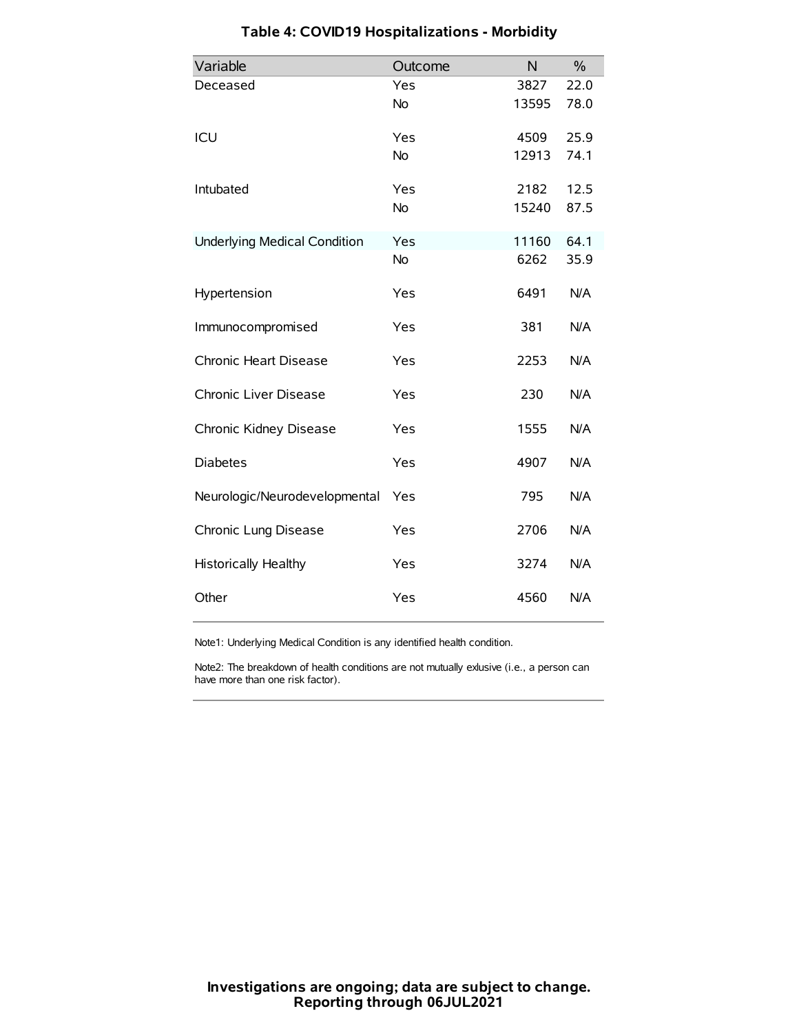# Table 4: COVID19 Hospitalizations - Morbidity

| Variable | Outcome | N | % |
|---|---|---|---|
| Deceased | Yes | 3827 | 22.0 |
| | No | 13595 | 78.0 |
| ICU | Yes | 4509 | 25.9 |
| | No | 12913 | 74.1 |
| Intubated | Yes | 2182 | 12.5 |
| | No | 15240 | 87.5 |
| Underlying Medical Condition | Yes | 11160 | 64.1 |
| | No | 6262 | 35.9 |
| Hypertension | Yes | 6491 | N/A |
| Immunocompromised | Yes | 381 | N/A |
| Chronic Heart Disease | Yes | 2253 | N/A |
| Chronic Liver Disease | Yes | 230 | N/A |
| Chronic Kidney Disease | Yes | 1555 | N/A |
| Diabetes | Yes | 4907 | N/A |
| Neurologic/Neurodevelopmental | Yes | 795 | N/A |
| Chronic Lung Disease | Yes | 2706 | N/A |
| Historically Healthy | Yes | 3274 | N/A |
| Other | Yes | 4560 | N/A |

Note1: Underlying Medical Condition is any identified health condition.

Note2: The breakdown of health conditions are not mutually exlusive (i.e., a person can have more than one risk factor).

**Investigations are ongoing; data are subject to change.**
**Reporting through 06JUL2021**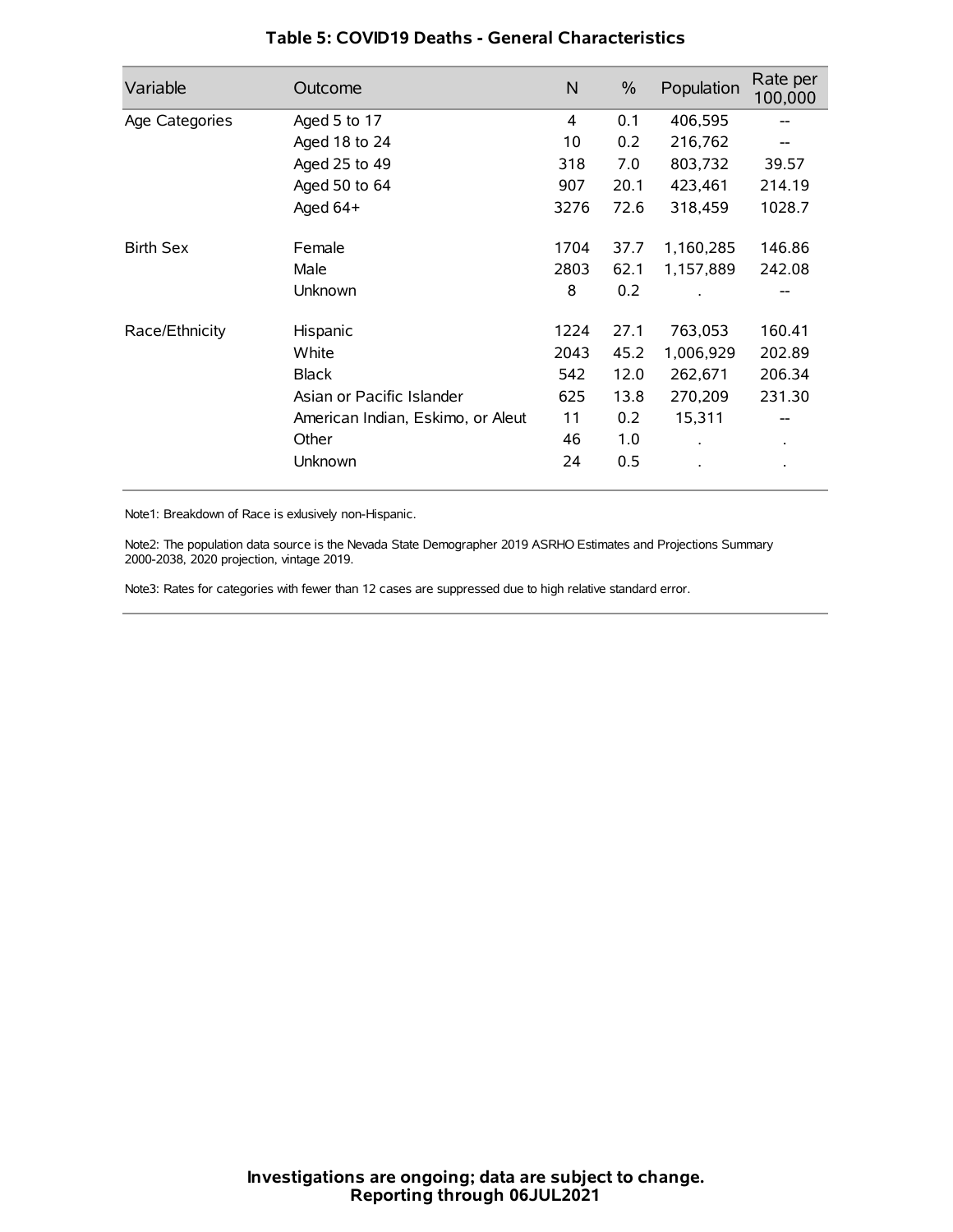# Table 5: COVID19 Deaths - General Characteristics

| Variable | Outcome | N | % | Population | Rate per 100,000 |
|---|---|---|---|---|---|
| Age Categories | Aged 5 to 17 | 4 | 0.1 | 406,595 | -- |
| | Aged 18 to 24 | 10 | 0.2 | 216,762 | -- |
| | Aged 25 to 49 | 318 | 7.0 | 803,732 | 39.57 |
| | Aged 50 to 64 | 907 | 20.1 | 423,461 | 214.19 |
| | Aged 64+ | 3276 | 72.6 | 318,459 | 1028.7 |
| Birth Sex | Female | 1704 | 37.7 | 1,160,285 | 146.86 |
| | Male | 2803 | 62.1 | 1,157,889 | 242.08 |
| | Unknown | 8 | 0.2 | . | -- |
| Race/Ethnicity | Hispanic | 1224 | 27.1 | 763,053 | 160.41 |
| | White | 2043 | 45.2 | 1,006,929 | 202.89 |
| | Black | 542 | 12.0 | 262,671 | 206.34 |
| | Asian or Pacific Islander | 625 | 13.8 | 270,209 | 231.30 |
| | American Indian, Eskimo, or Aleut | 11 | 0.2 | 15,311 | -- |
| | Other | 46 | 1.0 | . | . |
| | Unknown | 24 | 0.5 | . | . |

Note1: Breakdown of Race is exlusively non-Hispanic.

Note2: The population data source is the Nevada State Demographer 2019 ASRHO Estimates and Projections Summary 2000-2038, 2020 projection, vintage 2019.

Note3: Rates for categories with fewer than 12 cases are suppressed due to high relative standard error.

**Investigations are ongoing; data are subject to change.**
**Reporting through 06JUL2021**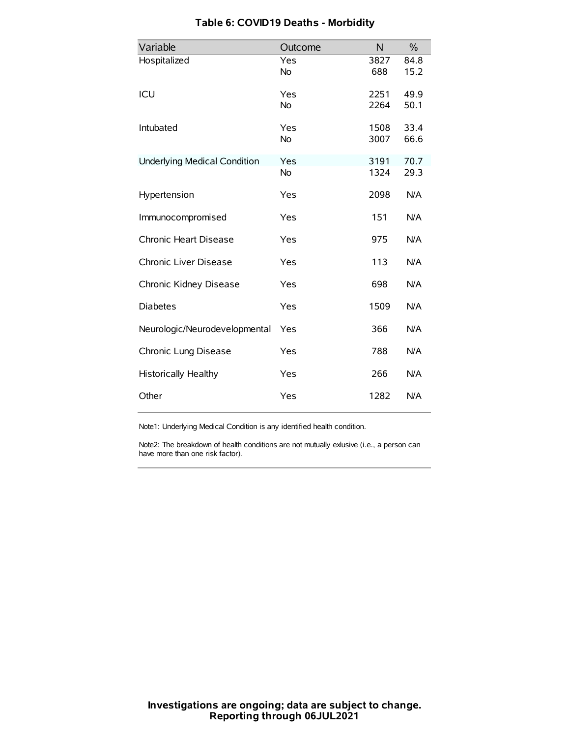## Table 6: COVID19 Deaths - Morbidity

| Variable | Outcome | N | % |
|---|---|---|---|
| Hospitalized | Yes | 3827 | 84.8 |
| | No | 688 | 15.2 |
| ICU | Yes | 2251 | 49.9 |
| | No | 2264 | 50.1 |
| Intubated | Yes | 1508 | 33.4 |
| | No | 3007 | 66.6 |
| Underlying Medical Condition | Yes | 3191 | 70.7 |
| | No | 1324 | 29.3 |
| Hypertension | Yes | 2098 | N/A |
| Immunocompromised | Yes | 151 | N/A |
| Chronic Heart Disease | Yes | 975 | N/A |
| Chronic Liver Disease | Yes | 113 | N/A |
| Chronic Kidney Disease | Yes | 698 | N/A |
| Diabetes | Yes | 1509 | N/A |
| Neurologic/Neurodevelopmental | Yes | 366 | N/A |
| Chronic Lung Disease | Yes | 788 | N/A |
| Historically Healthy | Yes | 266 | N/A |
| Other | Yes | 1282 | N/A |

Note1: Underlying Medical Condition is any identified health condition.

Note2: The breakdown of health conditions are not mutually exlusive (i.e., a person can have more than one risk factor).

**Investigations are ongoing; data are subject to change.**
**Reporting through 06JUL2021**